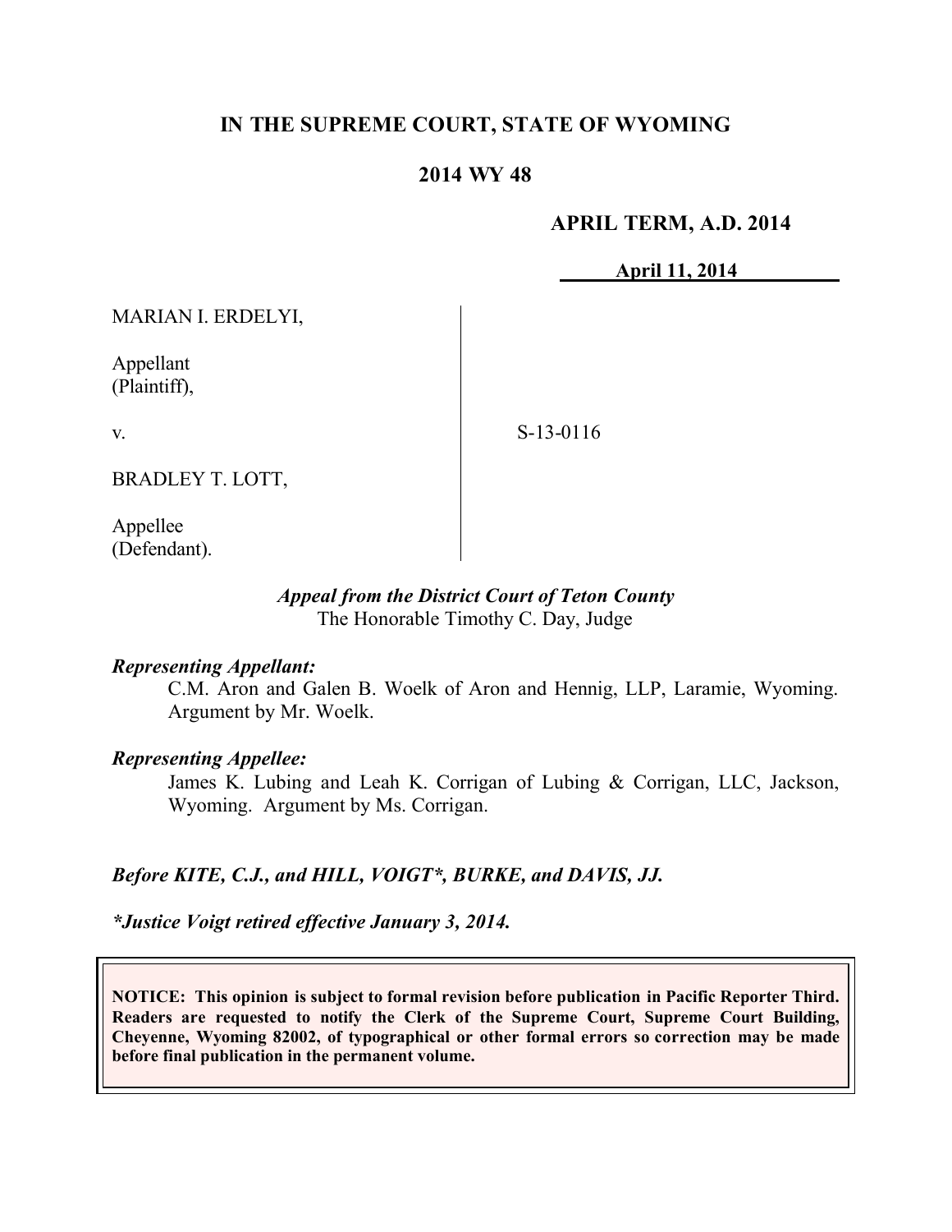# IN THE SUPREME COURT, STATE OF WYOMING

## 2014 WY 48

**APRIL TERM, A.D. 2014**

**April 11, 2014**

MARIAN I. ERDELYI,

Appellant
(Plaintiff),

v.

S-13-0116

BRADLEY T. LOTT,

Appellee
(Defendant).

*Appeal from the District Court of Teton County*
The Honorable Timothy C. Day, Judge

***Representing Appellant:***
C.M. Aron and Galen B. Woelk of Aron and Hennig, LLP, Laramie, Wyoming. Argument by Mr. Woelk.

***Representing Appellee:***
James K. Lubing and Leah K. Corrigan of Lubing & Corrigan, LLC, Jackson, Wyoming. Argument by Ms. Corrigan.

***Before KITE, C.J., and HILL, VOIGT*, BURKE, and DAVIS, JJ.***

****Justice Voigt retired effective January 3, 2014.***

**NOTICE: This opinion is subject to formal revision before publication in Pacific Reporter Third. Readers are requested to notify the Clerk of the Supreme Court, Supreme Court Building, Cheyenne, Wyoming 82002, of typographical or other formal errors so correction may be made before final publication in the permanent volume.**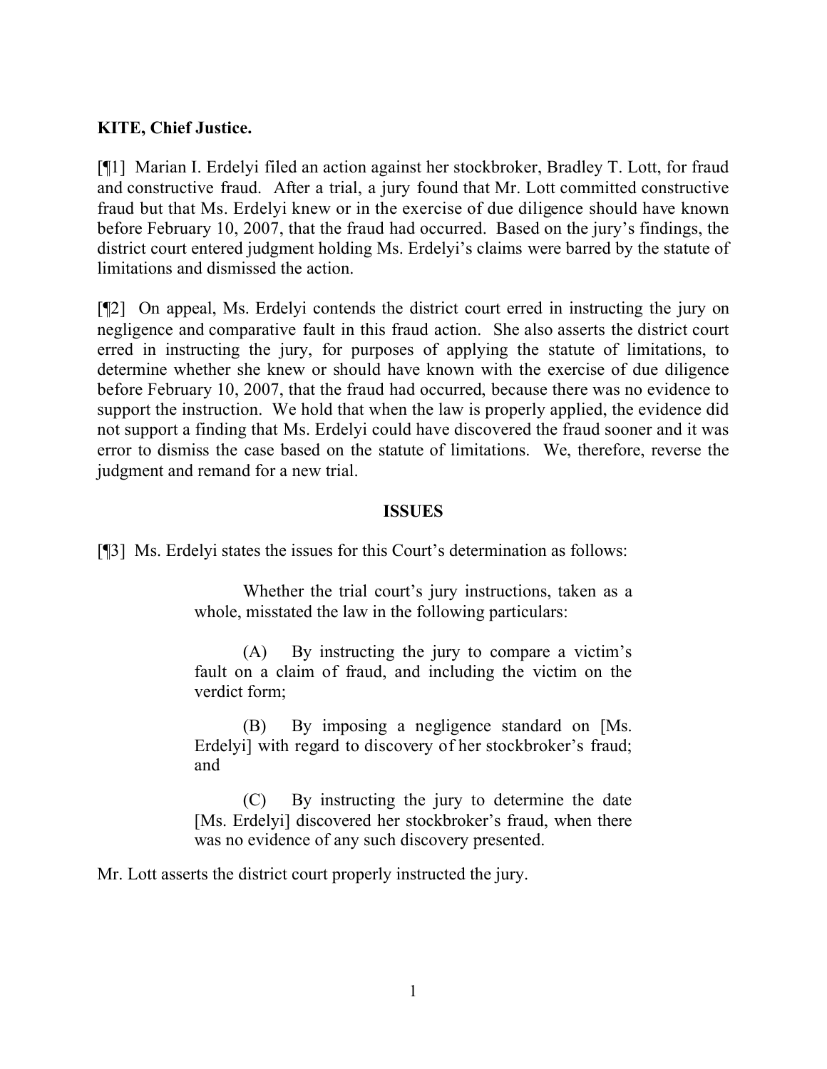**KITE, Chief Justice.**

[¶1] Marian I. Erdelyi filed an action against her stockbroker, Bradley T. Lott, for fraud and constructive fraud. After a trial, a jury found that Mr. Lott committed constructive fraud but that Ms. Erdelyi knew or in the exercise of due diligence should have known before February 10, 2007, that the fraud had occurred. Based on the jury's findings, the district court entered judgment holding Ms. Erdelyi's claims were barred by the statute of limitations and dismissed the action.

[¶2] On appeal, Ms. Erdelyi contends the district court erred in instructing the jury on negligence and comparative fault in this fraud action. She also asserts the district court erred in instructing the jury, for purposes of applying the statute of limitations, to determine whether she knew or should have known with the exercise of due diligence before February 10, 2007, that the fraud had occurred, because there was no evidence to support the instruction. We hold that when the law is properly applied, the evidence did not support a finding that Ms. Erdelyi could have discovered the fraud sooner and it was error to dismiss the case based on the statute of limitations. We, therefore, reverse the judgment and remand for a new trial.

**ISSUES**

[¶3] Ms. Erdelyi states the issues for this Court's determination as follows:

> Whether the trial court's jury instructions, taken as a whole, misstated the law in the following particulars:
>
> (A) By instructing the jury to compare a victim's fault on a claim of fraud, and including the victim on the verdict form;
>
> (B) By imposing a negligence standard on [Ms. Erdelyi] with regard to discovery of her stockbroker's fraud; and
>
> (C) By instructing the jury to determine the date [Ms. Erdelyi] discovered her stockbroker's fraud, when there was no evidence of any such discovery presented.

Mr. Lott asserts the district court properly instructed the jury.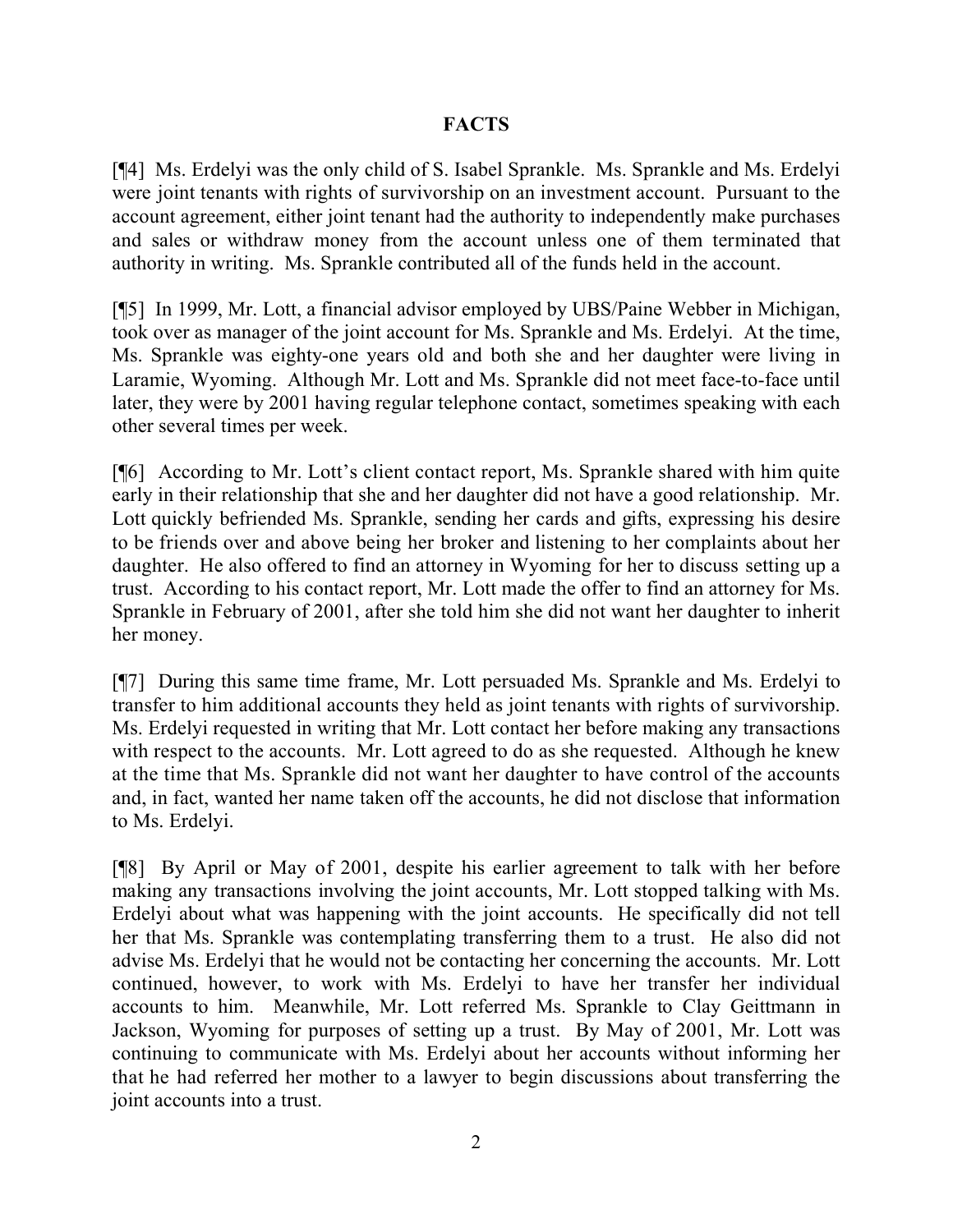## FACTS

[¶4] Ms. Erdelyi was the only child of S. Isabel Sprankle. Ms. Sprankle and Ms. Erdelyi were joint tenants with rights of survivorship on an investment account. Pursuant to the account agreement, either joint tenant had the authority to independently make purchases and sales or withdraw money from the account unless one of them terminated that authority in writing. Ms. Sprankle contributed all of the funds held in the account.

[¶5] In 1999, Mr. Lott, a financial advisor employed by UBS/Paine Webber in Michigan, took over as manager of the joint account for Ms. Sprankle and Ms. Erdelyi. At the time, Ms. Sprankle was eighty-one years old and both she and her daughter were living in Laramie, Wyoming. Although Mr. Lott and Ms. Sprankle did not meet face-to-face until later, they were by 2001 having regular telephone contact, sometimes speaking with each other several times per week.

[¶6] According to Mr. Lott's client contact report, Ms. Sprankle shared with him quite early in their relationship that she and her daughter did not have a good relationship. Mr. Lott quickly befriended Ms. Sprankle, sending her cards and gifts, expressing his desire to be friends over and above being her broker and listening to her complaints about her daughter. He also offered to find an attorney in Wyoming for her to discuss setting up a trust. According to his contact report, Mr. Lott made the offer to find an attorney for Ms. Sprankle in February of 2001, after she told him she did not want her daughter to inherit her money.

[¶7] During this same time frame, Mr. Lott persuaded Ms. Sprankle and Ms. Erdelyi to transfer to him additional accounts they held as joint tenants with rights of survivorship. Ms. Erdelyi requested in writing that Mr. Lott contact her before making any transactions with respect to the accounts. Mr. Lott agreed to do as she requested. Although he knew at the time that Ms. Sprankle did not want her daughter to have control of the accounts and, in fact, wanted her name taken off the accounts, he did not disclose that information to Ms. Erdelyi.

[¶8] By April or May of 2001, despite his earlier agreement to talk with her before making any transactions involving the joint accounts, Mr. Lott stopped talking with Ms. Erdelyi about what was happening with the joint accounts. He specifically did not tell her that Ms. Sprankle was contemplating transferring them to a trust. He also did not advise Ms. Erdelyi that he would not be contacting her concerning the accounts. Mr. Lott continued, however, to work with Ms. Erdelyi to have her transfer her individual accounts to him. Meanwhile, Mr. Lott referred Ms. Sprankle to Clay Geittmann in Jackson, Wyoming for purposes of setting up a trust. By May of 2001, Mr. Lott was continuing to communicate with Ms. Erdelyi about her accounts without informing her that he had referred her mother to a lawyer to begin discussions about transferring the joint accounts into a trust.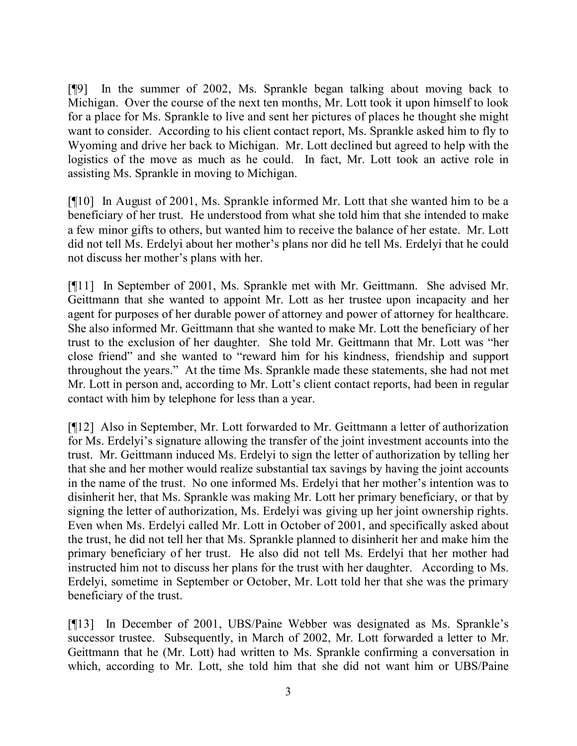[¶9] In the summer of 2002, Ms. Sprankle began talking about moving back to Michigan. Over the course of the next ten months, Mr. Lott took it upon himself to look for a place for Ms. Sprankle to live and sent her pictures of places he thought she might want to consider. According to his client contact report, Ms. Sprankle asked him to fly to Wyoming and drive her back to Michigan. Mr. Lott declined but agreed to help with the logistics of the move as much as he could. In fact, Mr. Lott took an active role in assisting Ms. Sprankle in moving to Michigan.

[¶10] In August of 2001, Ms. Sprankle informed Mr. Lott that she wanted him to be a beneficiary of her trust. He understood from what she told him that she intended to make a few minor gifts to others, but wanted him to receive the balance of her estate. Mr. Lott did not tell Ms. Erdelyi about her mother's plans nor did he tell Ms. Erdelyi that he could not discuss her mother's plans with her.

[¶11] In September of 2001, Ms. Sprankle met with Mr. Geittmann. She advised Mr. Geittmann that she wanted to appoint Mr. Lott as her trustee upon incapacity and her agent for purposes of her durable power of attorney and power of attorney for healthcare. She also informed Mr. Geittmann that she wanted to make Mr. Lott the beneficiary of her trust to the exclusion of her daughter. She told Mr. Geittmann that Mr. Lott was "her close friend" and she wanted to "reward him for his kindness, friendship and support throughout the years." At the time Ms. Sprankle made these statements, she had not met Mr. Lott in person and, according to Mr. Lott's client contact reports, had been in regular contact with him by telephone for less than a year.

[¶12] Also in September, Mr. Lott forwarded to Mr. Geittmann a letter of authorization for Ms. Erdelyi's signature allowing the transfer of the joint investment accounts into the trust. Mr. Geittmann induced Ms. Erdelyi to sign the letter of authorization by telling her that she and her mother would realize substantial tax savings by having the joint accounts in the name of the trust. No one informed Ms. Erdelyi that her mother's intention was to disinherit her, that Ms. Sprankle was making Mr. Lott her primary beneficiary, or that by signing the letter of authorization, Ms. Erdelyi was giving up her joint ownership rights. Even when Ms. Erdelyi called Mr. Lott in October of 2001, and specifically asked about the trust, he did not tell her that Ms. Sprankle planned to disinherit her and make him the primary beneficiary of her trust. He also did not tell Ms. Erdelyi that her mother had instructed him not to discuss her plans for the trust with her daughter. According to Ms. Erdelyi, sometime in September or October, Mr. Lott told her that she was the primary beneficiary of the trust.

[¶13] In December of 2001, UBS/Paine Webber was designated as Ms. Sprankle's successor trustee. Subsequently, in March of 2002, Mr. Lott forwarded a letter to Mr. Geittmann that he (Mr. Lott) had written to Ms. Sprankle confirming a conversation in which, according to Mr. Lott, she told him that she did not want him or UBS/Paine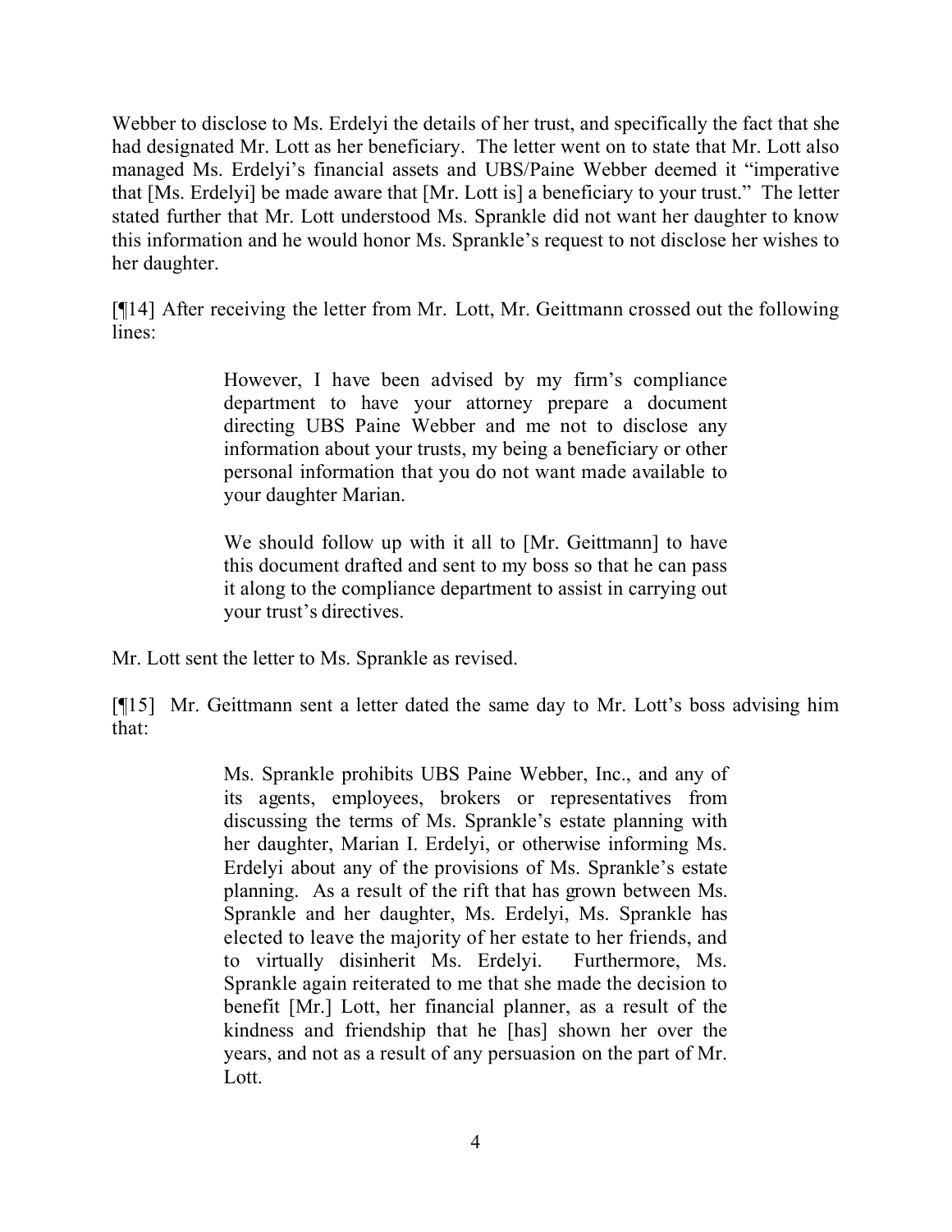Webber to disclose to Ms. Erdelyi the details of her trust, and specifically the fact that she had designated Mr. Lott as her beneficiary. The letter went on to state that Mr. Lott also managed Ms. Erdelyi's financial assets and UBS/Paine Webber deemed it "imperative that [Ms. Erdelyi] be made aware that [Mr. Lott is] a beneficiary to your trust." The letter stated further that Mr. Lott understood Ms. Sprankle did not want her daughter to know this information and he would honor Ms. Sprankle's request to not disclose her wishes to her daughter.

[¶14] After receiving the letter from Mr. Lott, Mr. Geittmann crossed out the following lines:

> However, I have been advised by my firm's compliance department to have your attorney prepare a document directing UBS Paine Webber and me not to disclose any information about your trusts, my being a beneficiary or other personal information that you do not want made available to your daughter Marian.
>
> We should follow up with it all to [Mr. Geittmann] to have this document drafted and sent to my boss so that he can pass it along to the compliance department to assist in carrying out your trust's directives.

Mr. Lott sent the letter to Ms. Sprankle as revised.

[¶15] Mr. Geittmann sent a letter dated the same day to Mr. Lott's boss advising him that:

> Ms. Sprankle prohibits UBS Paine Webber, Inc., and any of its agents, employees, brokers or representatives from discussing the terms of Ms. Sprankle's estate planning with her daughter, Marian I. Erdelyi, or otherwise informing Ms. Erdelyi about any of the provisions of Ms. Sprankle's estate planning. As a result of the rift that has grown between Ms. Sprankle and her daughter, Ms. Erdelyi, Ms. Sprankle has elected to leave the majority of her estate to her friends, and to virtually disinherit Ms. Erdelyi. Furthermore, Ms. Sprankle again reiterated to me that she made the decision to benefit [Mr.] Lott, her financial planner, as a result of the kindness and friendship that he [has] shown her over the years, and not as a result of any persuasion on the part of Mr. Lott.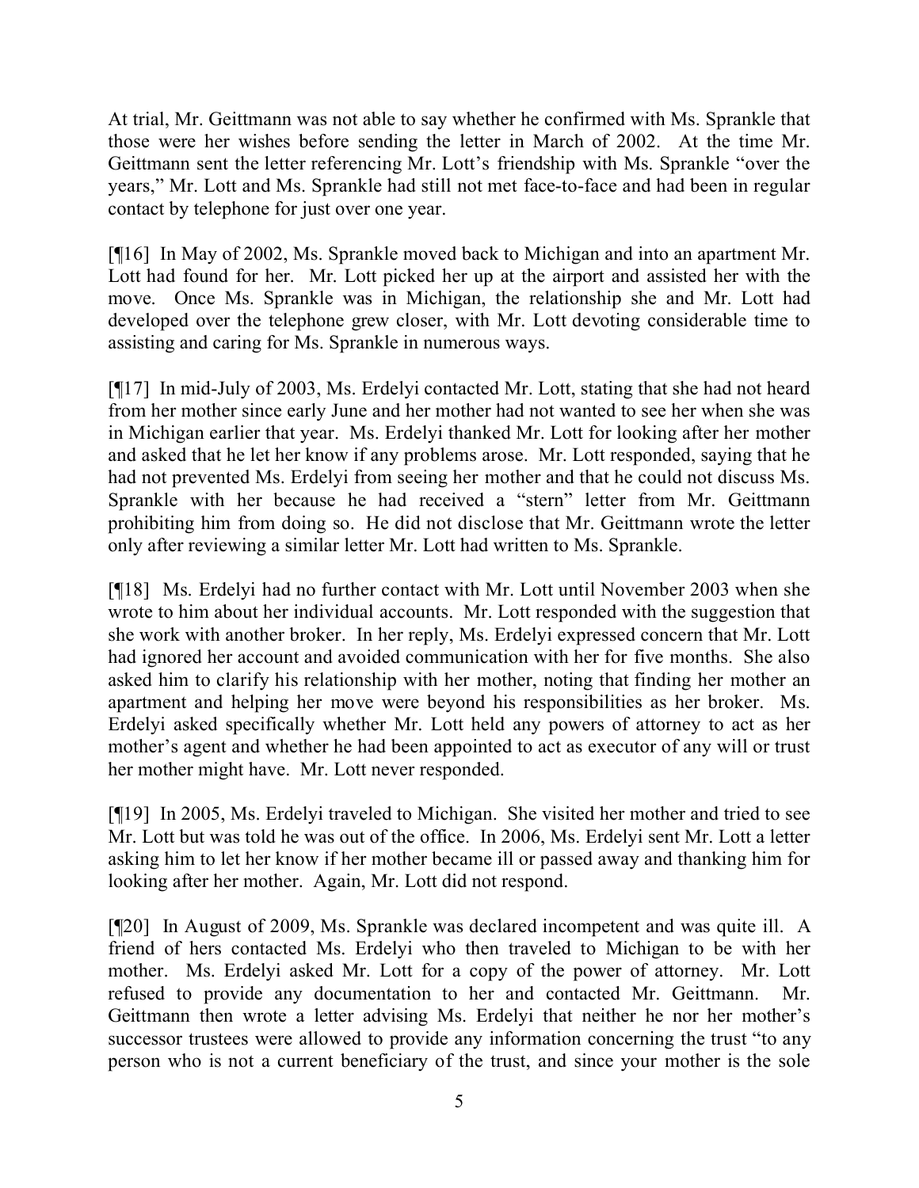At trial, Mr. Geittmann was not able to say whether he confirmed with Ms. Sprankle that those were her wishes before sending the letter in March of 2002. At the time Mr. Geittmann sent the letter referencing Mr. Lott's friendship with Ms. Sprankle "over the years," Mr. Lott and Ms. Sprankle had still not met face-to-face and had been in regular contact by telephone for just over one year.

[¶16] In May of 2002, Ms. Sprankle moved back to Michigan and into an apartment Mr. Lott had found for her. Mr. Lott picked her up at the airport and assisted her with the move. Once Ms. Sprankle was in Michigan, the relationship she and Mr. Lott had developed over the telephone grew closer, with Mr. Lott devoting considerable time to assisting and caring for Ms. Sprankle in numerous ways.

[¶17] In mid-July of 2003, Ms. Erdelyi contacted Mr. Lott, stating that she had not heard from her mother since early June and her mother had not wanted to see her when she was in Michigan earlier that year. Ms. Erdelyi thanked Mr. Lott for looking after her mother and asked that he let her know if any problems arose. Mr. Lott responded, saying that he had not prevented Ms. Erdelyi from seeing her mother and that he could not discuss Ms. Sprankle with her because he had received a "stern" letter from Mr. Geittmann prohibiting him from doing so. He did not disclose that Mr. Geittmann wrote the letter only after reviewing a similar letter Mr. Lott had written to Ms. Sprankle.

[¶18] Ms. Erdelyi had no further contact with Mr. Lott until November 2003 when she wrote to him about her individual accounts. Mr. Lott responded with the suggestion that she work with another broker. In her reply, Ms. Erdelyi expressed concern that Mr. Lott had ignored her account and avoided communication with her for five months. She also asked him to clarify his relationship with her mother, noting that finding her mother an apartment and helping her move were beyond his responsibilities as her broker. Ms. Erdelyi asked specifically whether Mr. Lott held any powers of attorney to act as her mother's agent and whether he had been appointed to act as executor of any will or trust her mother might have. Mr. Lott never responded.

[¶19] In 2005, Ms. Erdelyi traveled to Michigan. She visited her mother and tried to see Mr. Lott but was told he was out of the office. In 2006, Ms. Erdelyi sent Mr. Lott a letter asking him to let her know if her mother became ill or passed away and thanking him for looking after her mother. Again, Mr. Lott did not respond.

[¶20] In August of 2009, Ms. Sprankle was declared incompetent and was quite ill. A friend of hers contacted Ms. Erdelyi who then traveled to Michigan to be with her mother. Ms. Erdelyi asked Mr. Lott for a copy of the power of attorney. Mr. Lott refused to provide any documentation to her and contacted Mr. Geittmann. Mr. Geittmann then wrote a letter advising Ms. Erdelyi that neither he nor her mother's successor trustees were allowed to provide any information concerning the trust "to any person who is not a current beneficiary of the trust, and since your mother is the sole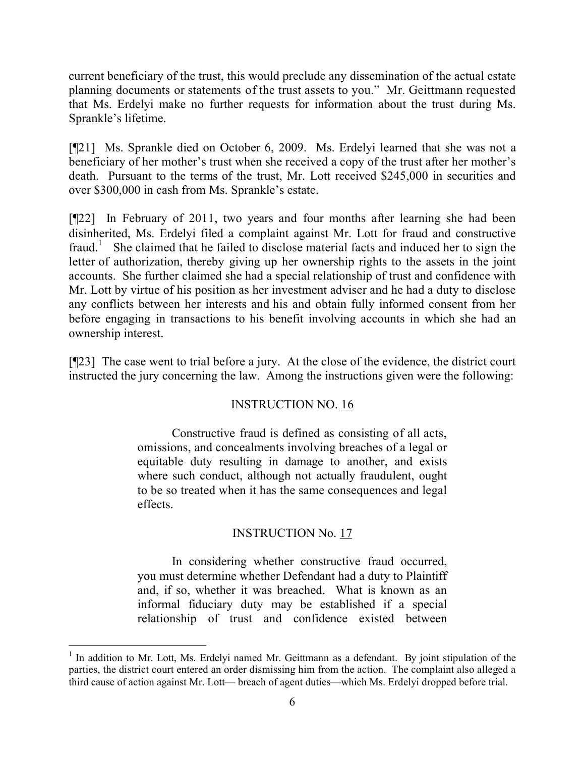current beneficiary of the trust, this would preclude any dissemination of the actual estate planning documents or statements of the trust assets to you." Mr. Geittmann requested that Ms. Erdelyi make no further requests for information about the trust during Ms. Sprankle's lifetime.

[¶21] Ms. Sprankle died on October 6, 2009. Ms. Erdelyi learned that she was not a beneficiary of her mother's trust when she received a copy of the trust after her mother's death. Pursuant to the terms of the trust, Mr. Lott received $245,000 in securities and over $300,000 in cash from Ms. Sprankle's estate.

[¶22] In February of 2011, two years and four months after learning she had been disinherited, Ms. Erdelyi filed a complaint against Mr. Lott for fraud and constructive fraud.[1] She claimed that he failed to disclose material facts and induced her to sign the letter of authorization, thereby giving up her ownership rights to the assets in the joint accounts. She further claimed she had a special relationship of trust and confidence with Mr. Lott by virtue of his position as her investment adviser and he had a duty to disclose any conflicts between her interests and his and obtain fully informed consent from her before engaging in transactions to his benefit involving accounts in which she had an ownership interest.

[¶23] The case went to trial before a jury. At the close of the evidence, the district court instructed the jury concerning the law. Among the instructions given were the following:

> INSTRUCTION NO. 16
>
> Constructive fraud is defined as consisting of all acts, omissions, and concealments involving breaches of a legal or equitable duty resulting in damage to another, and exists where such conduct, although not actually fraudulent, ought to be so treated when it has the same consequences and legal effects.
>
> INSTRUCTION No. 17
>
> In considering whether constructive fraud occurred, you must determine whether Defendant had a duty to Plaintiff and, if so, whether it was breached. What is known as an informal fiduciary duty may be established if a special relationship of trust and confidence existed between

---

[1] In addition to Mr. Lott, Ms. Erdelyi named Mr. Geittmann as a defendant. By joint stipulation of the parties, the district court entered an order dismissing him from the action. The complaint also alleged a third cause of action against Mr. Lott— breach of agent duties—which Ms. Erdelyi dropped before trial.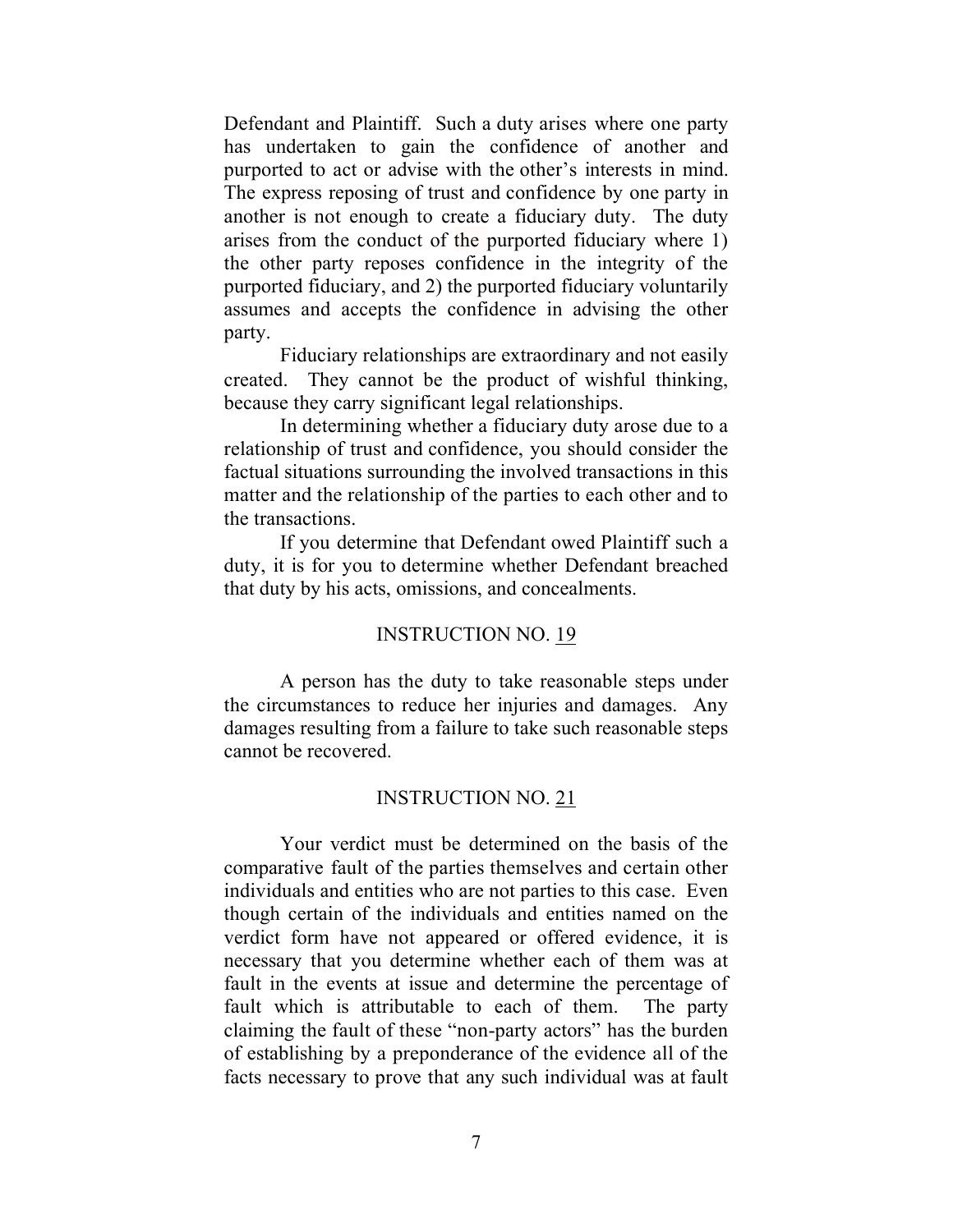Defendant and Plaintiff. Such a duty arises where one party has undertaken to gain the confidence of another and purported to act or advise with the other's interests in mind. The express reposing of trust and confidence by one party in another is not enough to create a fiduciary duty. The duty arises from the conduct of the purported fiduciary where 1) the other party reposes confidence in the integrity of the purported fiduciary, and 2) the purported fiduciary voluntarily assumes and accepts the confidence in advising the other party.

Fiduciary relationships are extraordinary and not easily created. They cannot be the product of wishful thinking, because they carry significant legal relationships.

In determining whether a fiduciary duty arose due to a relationship of trust and confidence, you should consider the factual situations surrounding the involved transactions in this matter and the relationship of the parties to each other and to the transactions.

If you determine that Defendant owed Plaintiff such a duty, it is for you to determine whether Defendant breached that duty by his acts, omissions, and concealments.

INSTRUCTION NO. 19

A person has the duty to take reasonable steps under the circumstances to reduce her injuries and damages. Any damages resulting from a failure to take such reasonable steps cannot be recovered.

INSTRUCTION NO. 21

Your verdict must be determined on the basis of the comparative fault of the parties themselves and certain other individuals and entities who are not parties to this case. Even though certain of the individuals and entities named on the verdict form have not appeared or offered evidence, it is necessary that you determine whether each of them was at fault in the events at issue and determine the percentage of fault which is attributable to each of them. The party claiming the fault of these "non-party actors" has the burden of establishing by a preponderance of the evidence all of the facts necessary to prove that any such individual was at fault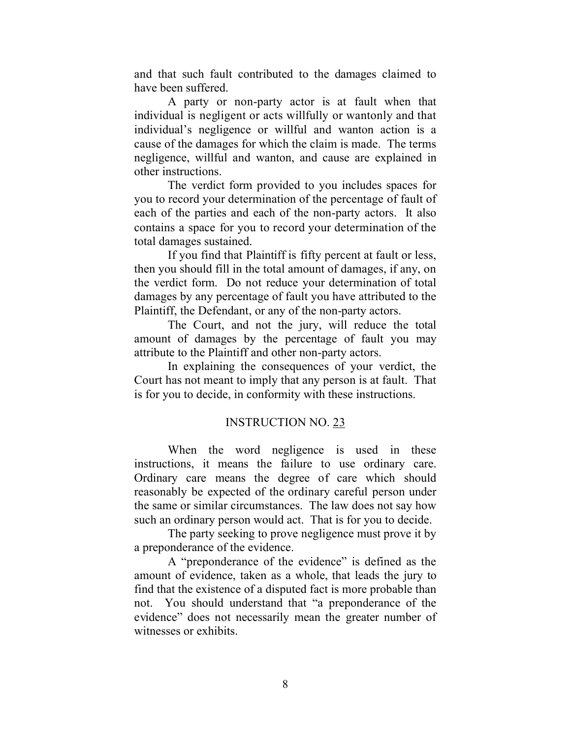and that such fault contributed to the damages claimed to have been suffered.

A party or non-party actor is at fault when that individual is negligent or acts willfully or wantonly and that individual's negligence or willful and wanton action is a cause of the damages for which the claim is made. The terms negligence, willful and wanton, and cause are explained in other instructions.

The verdict form provided to you includes spaces for you to record your determination of the percentage of fault of each of the parties and each of the non-party actors. It also contains a space for you to record your determination of the total damages sustained.

If you find that Plaintiff is fifty percent at fault or less, then you should fill in the total amount of damages, if any, on the verdict form. Do not reduce your determination of total damages by any percentage of fault you have attributed to the Plaintiff, the Defendant, or any of the non-party actors.

The Court, and not the jury, will reduce the total amount of damages by the percentage of fault you may attribute to the Plaintiff and other non-party actors.

In explaining the consequences of your verdict, the Court has not meant to imply that any person is at fault. That is for you to decide, in conformity with these instructions.

### INSTRUCTION NO. 23

When the word negligence is used in these instructions, it means the failure to use ordinary care. Ordinary care means the degree of care which should reasonably be expected of the ordinary careful person under the same or similar circumstances. The law does not say how such an ordinary person would act. That is for you to decide.

The party seeking to prove negligence must prove it by a preponderance of the evidence.

A "preponderance of the evidence" is defined as the amount of evidence, taken as a whole, that leads the jury to find that the existence of a disputed fact is more probable than not. You should understand that "a preponderance of the evidence" does not necessarily mean the greater number of witnesses or exhibits.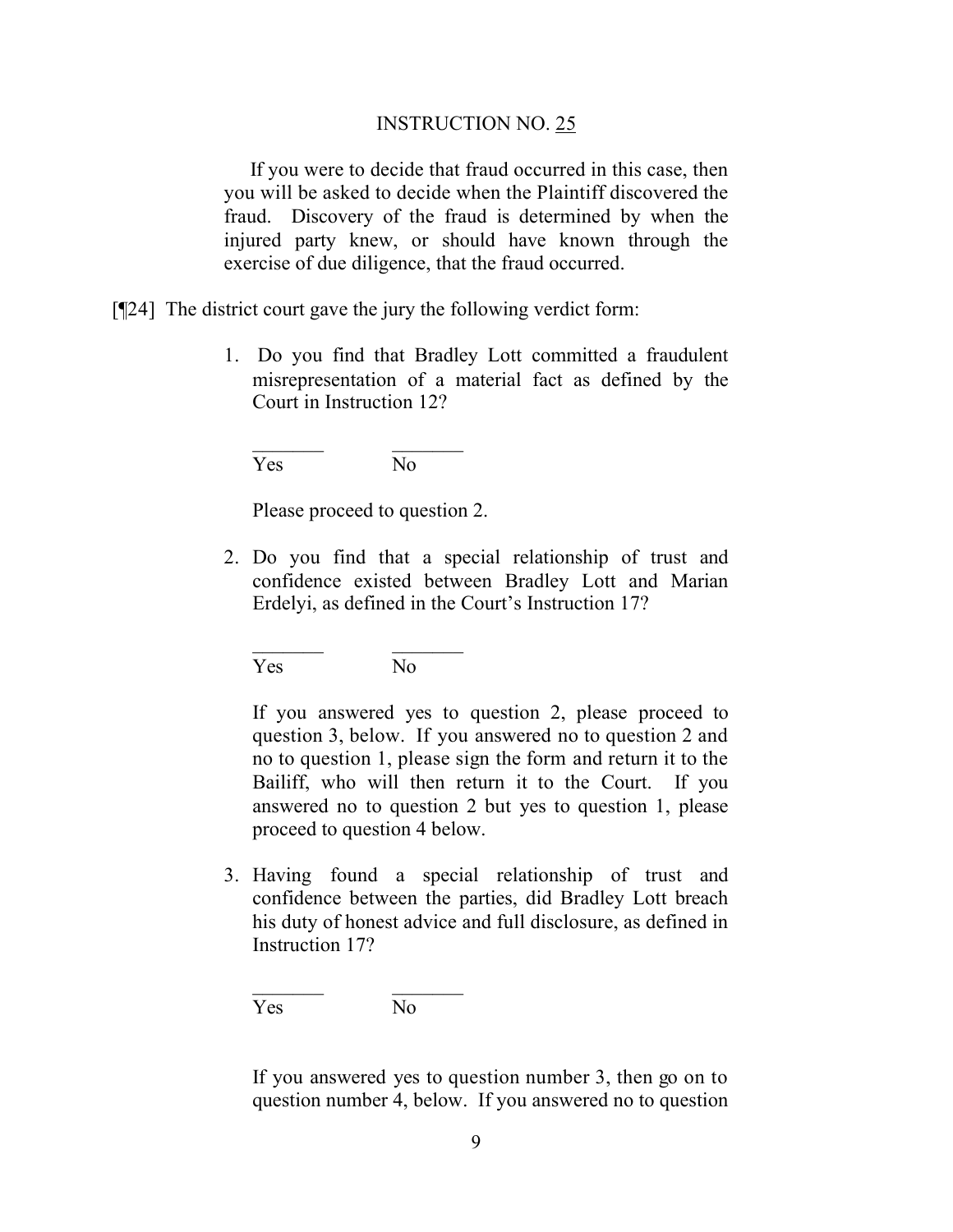INSTRUCTION NO. 25

If you were to decide that fraud occurred in this case, then you will be asked to decide when the Plaintiff discovered the fraud. Discovery of the fraud is determined by when the injured party knew, or should have known through the exercise of due diligence, that the fraud occurred.

[¶24] The district court gave the jury the following verdict form:

1. Do you find that Bradley Lott committed a fraudulent misrepresentation of a material fact as defined by the Court in Instruction 12?

   _______ _______
   Yes No

   Please proceed to question 2.

2. Do you find that a special relationship of trust and confidence existed between Bradley Lott and Marian Erdelyi, as defined in the Court's Instruction 17?

   _______ _______
   Yes No

   If you answered yes to question 2, please proceed to question 3, below. If you answered no to question 2 and no to question 1, please sign the form and return it to the Bailiff, who will then return it to the Court. If you answered no to question 2 but yes to question 1, please proceed to question 4 below.

3. Having found a special relationship of trust and confidence between the parties, did Bradley Lott breach his duty of honest advice and full disclosure, as defined in Instruction 17?

   _______ _______
   Yes No

   If you answered yes to question number 3, then go on to question number 4, below. If you answered no to question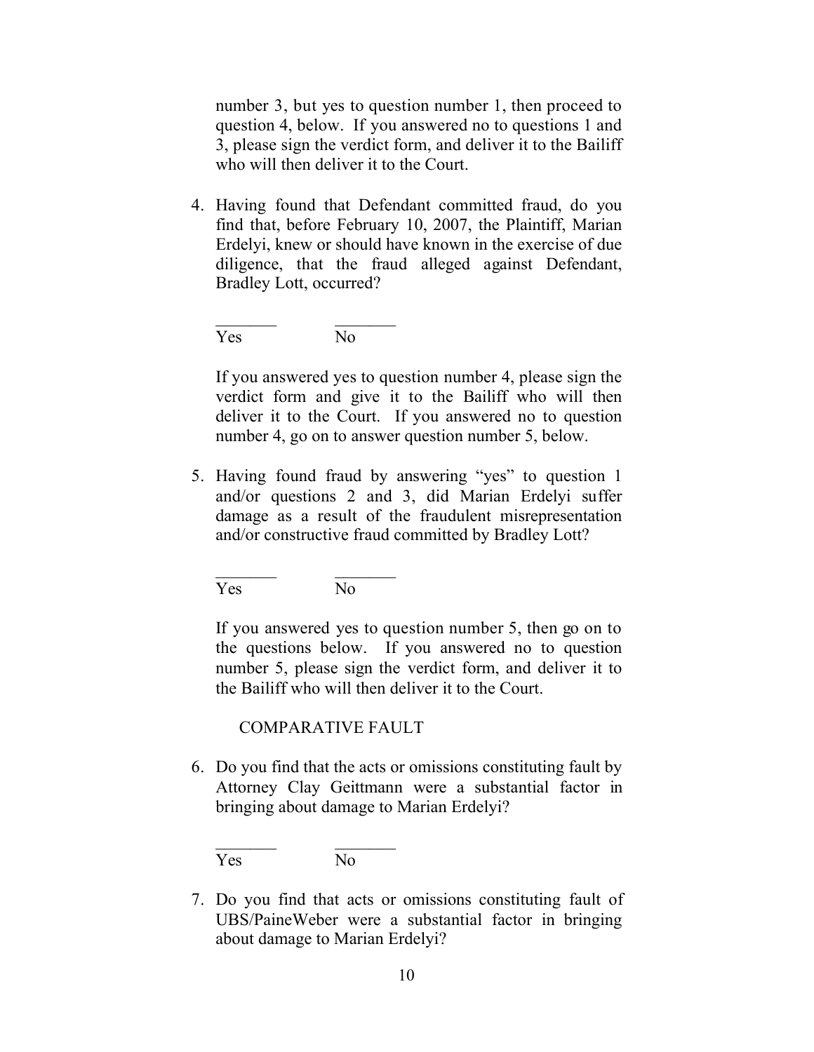number 3, but yes to question number 1, then proceed to question 4, below. If you answered no to questions 1 and 3, please sign the verdict form, and deliver it to the Bailiff who will then deliver it to the Court.

4. Having found that Defendant committed fraud, do you find that, before February 10, 2007, the Plaintiff, Marian Erdelyi, knew or should have known in the exercise of due diligence, that the fraud alleged against Defendant, Bradley Lott, occurred?

   _______ Yes &nbsp;&nbsp;&nbsp;&nbsp; _______ No

   If you answered yes to question number 4, please sign the verdict form and give it to the Bailiff who will then deliver it to the Court. If you answered no to question number 4, go on to answer question number 5, below.

5. Having found fraud by answering "yes" to question 1 and/or questions 2 and 3, did Marian Erdelyi suffer damage as a result of the fraudulent misrepresentation and/or constructive fraud committed by Bradley Lott?

   _______ Yes &nbsp;&nbsp;&nbsp;&nbsp; _______ No

   If you answered yes to question number 5, then go on to the questions below. If you answered no to question number 5, please sign the verdict form, and deliver it to the Bailiff who will then deliver it to the Court.

   COMPARATIVE FAULT

6. Do you find that the acts or omissions constituting fault by Attorney Clay Geittmann were a substantial factor in bringing about damage to Marian Erdelyi?

   _______ Yes &nbsp;&nbsp;&nbsp;&nbsp; _______ No

7. Do you find that acts or omissions constituting fault of UBS/PaineWeber were a substantial factor in bringing about damage to Marian Erdelyi?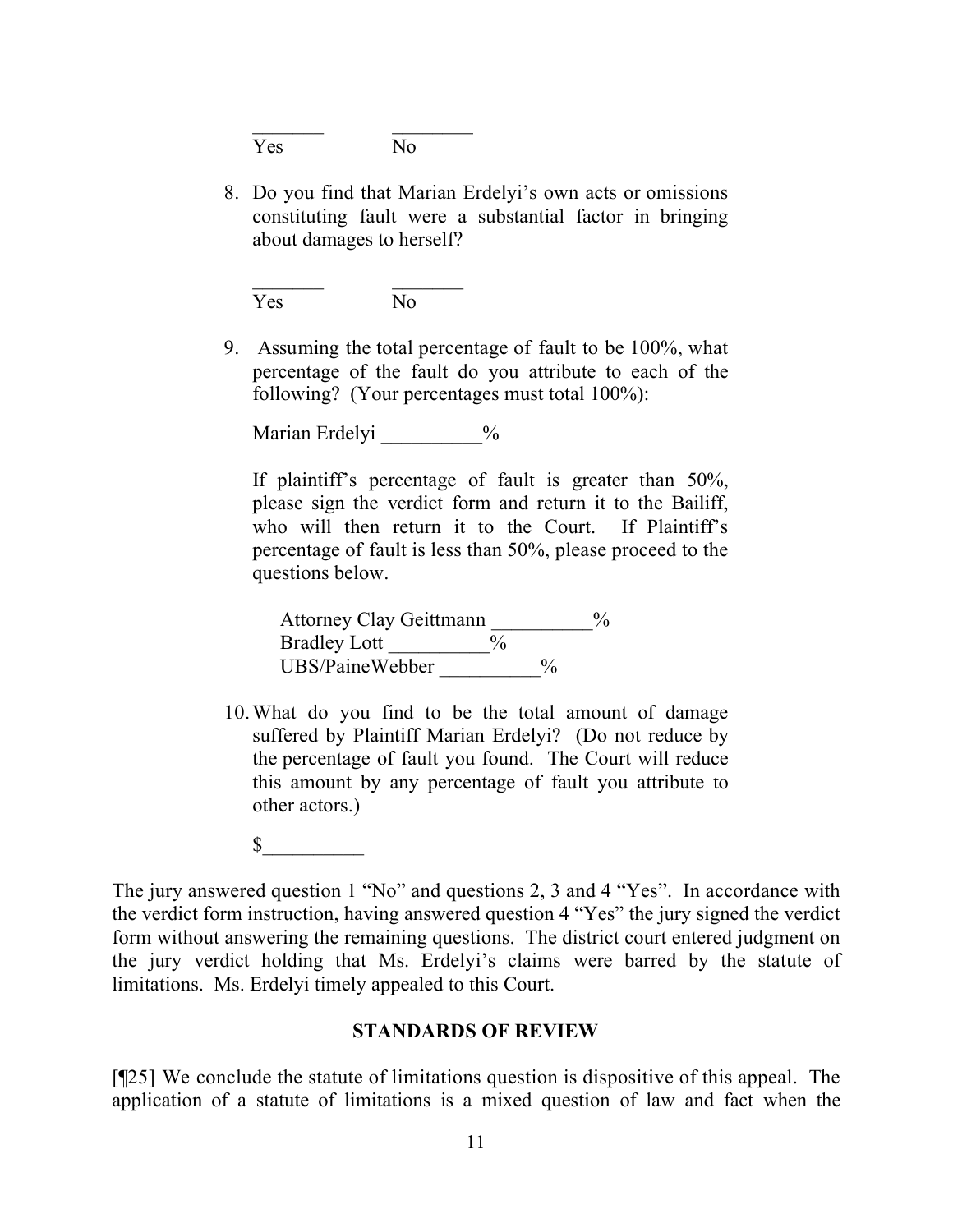_______ ________
Yes No

8. Do you find that Marian Erdelyi's own acts or omissions constituting fault were a substantial factor in bringing about damages to herself?

   _______ _______
   Yes No

9. Assuming the total percentage of fault to be 100%, what percentage of the fault do you attribute to each of the following? (Your percentages must total 100%):

   Marian Erdelyi __________%

   If plaintiff's percentage of fault is greater than 50%, please sign the verdict form and return it to the Bailiff, who will then return it to the Court. If Plaintiff's percentage of fault is less than 50%, please proceed to the questions below.

   Attorney Clay Geittmann __________%
   Bradley Lott __________%
   UBS/PaineWebber __________%

10. What do you find to be the total amount of damage suffered by Plaintiff Marian Erdelyi? (Do not reduce by the percentage of fault you found. The Court will reduce this amount by any percentage of fault you attribute to other actors.)

    $__________

The jury answered question 1 "No" and questions 2, 3 and 4 "Yes". In accordance with the verdict form instruction, having answered question 4 "Yes" the jury signed the verdict form without answering the remaining questions. The district court entered judgment on the jury verdict holding that Ms. Erdelyi's claims were barred by the statute of limitations. Ms. Erdelyi timely appealed to this Court.

## STANDARDS OF REVIEW

[¶25] We conclude the statute of limitations question is dispositive of this appeal. The application of a statute of limitations is a mixed question of law and fact when the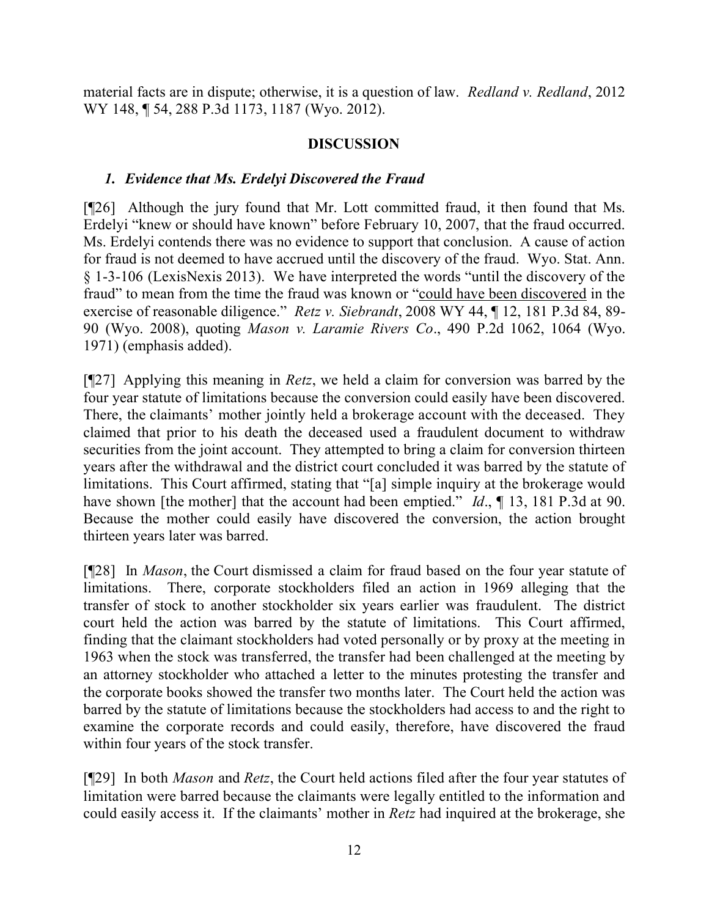material facts are in dispute; otherwise, it is a question of law. *Redland v. Redland*, 2012 WY 148, ¶ 54, 288 P.3d 1173, 1187 (Wyo. 2012).

## DISCUSSION

### *1. Evidence that Ms. Erdelyi Discovered the Fraud*

[¶26] Although the jury found that Mr. Lott committed fraud, it then found that Ms. Erdelyi "knew or should have known" before February 10, 2007, that the fraud occurred. Ms. Erdelyi contends there was no evidence to support that conclusion. A cause of action for fraud is not deemed to have accrued until the discovery of the fraud. Wyo. Stat. Ann. § 1-3-106 (LexisNexis 2013). We have interpreted the words "until the discovery of the fraud" to mean from the time the fraud was known or "could have been discovered in the exercise of reasonable diligence." *Retz v. Siebrandt*, 2008 WY 44, ¶ 12, 181 P.3d 84, 89-90 (Wyo. 2008), quoting *Mason v. Laramie Rivers Co*., 490 P.2d 1062, 1064 (Wyo. 1971) (emphasis added).

[¶27] Applying this meaning in *Retz*, we held a claim for conversion was barred by the four year statute of limitations because the conversion could easily have been discovered. There, the claimants' mother jointly held a brokerage account with the deceased. They claimed that prior to his death the deceased used a fraudulent document to withdraw securities from the joint account. They attempted to bring a claim for conversion thirteen years after the withdrawal and the district court concluded it was barred by the statute of limitations. This Court affirmed, stating that "[a] simple inquiry at the brokerage would have shown [the mother] that the account had been emptied." *Id*., ¶ 13, 181 P.3d at 90. Because the mother could easily have discovered the conversion, the action brought thirteen years later was barred.

[¶28] In *Mason*, the Court dismissed a claim for fraud based on the four year statute of limitations. There, corporate stockholders filed an action in 1969 alleging that the transfer of stock to another stockholder six years earlier was fraudulent. The district court held the action was barred by the statute of limitations. This Court affirmed, finding that the claimant stockholders had voted personally or by proxy at the meeting in 1963 when the stock was transferred, the transfer had been challenged at the meeting by an attorney stockholder who attached a letter to the minutes protesting the transfer and the corporate books showed the transfer two months later. The Court held the action was barred by the statute of limitations because the stockholders had access to and the right to examine the corporate records and could easily, therefore, have discovered the fraud within four years of the stock transfer.

[¶29] In both *Mason* and *Retz*, the Court held actions filed after the four year statutes of limitation were barred because the claimants were legally entitled to the information and could easily access it. If the claimants' mother in *Retz* had inquired at the brokerage, she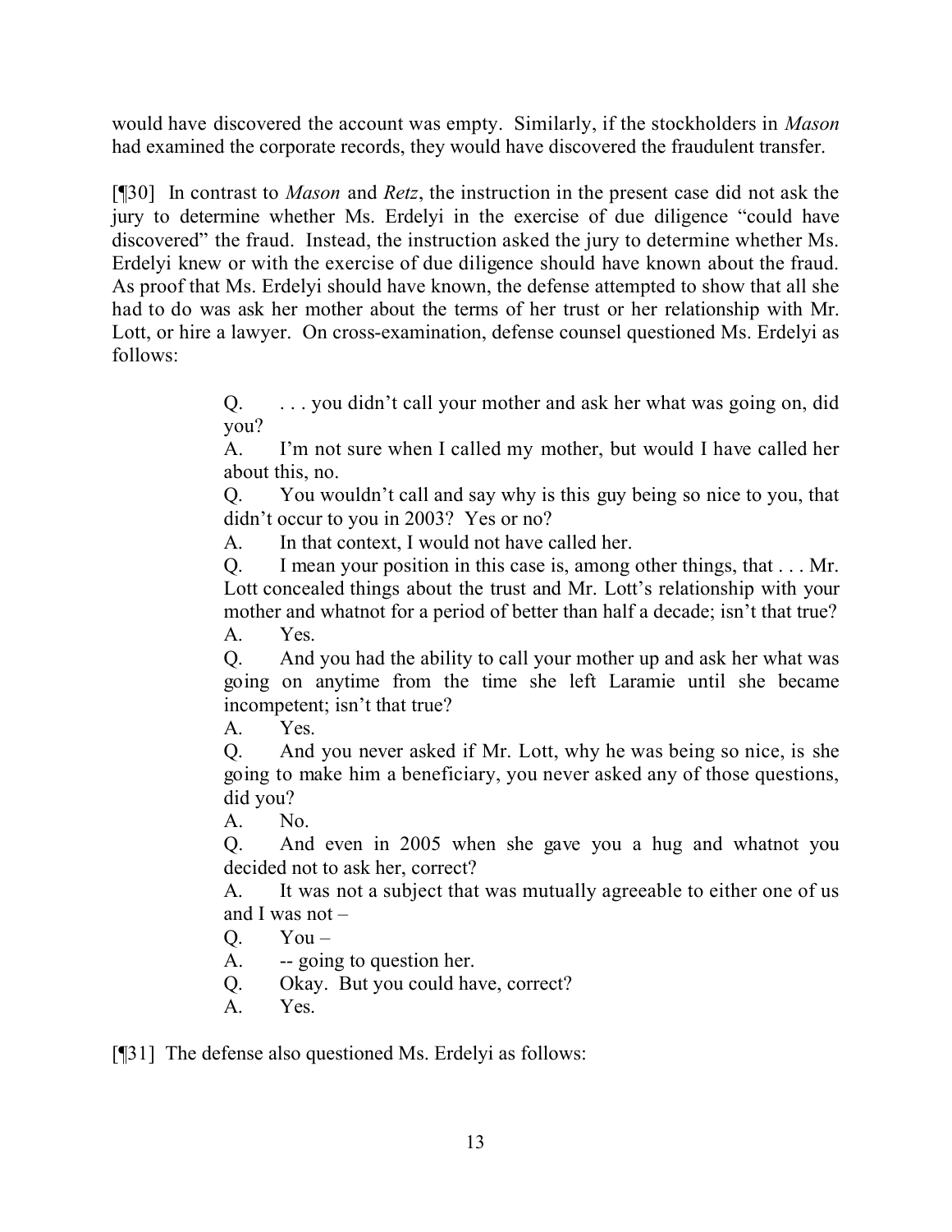would have discovered the account was empty. Similarly, if the stockholders in *Mason* had examined the corporate records, they would have discovered the fraudulent transfer.

[¶30] In contrast to *Mason* and *Retz*, the instruction in the present case did not ask the jury to determine whether Ms. Erdelyi in the exercise of due diligence "could have discovered" the fraud. Instead, the instruction asked the jury to determine whether Ms. Erdelyi knew or with the exercise of due diligence should have known about the fraud. As proof that Ms. Erdelyi should have known, the defense attempted to show that all she had to do was ask her mother about the terms of her trust or her relationship with Mr. Lott, or hire a lawyer. On cross-examination, defense counsel questioned Ms. Erdelyi as follows:

> Q. . . . you didn't call your mother and ask her what was going on, did you?
>
> A. I'm not sure when I called my mother, but would I have called her about this, no.
>
> Q. You wouldn't call and say why is this guy being so nice to you, that didn't occur to you in 2003? Yes or no?
>
> A. In that context, I would not have called her.
>
> Q. I mean your position in this case is, among other things, that . . . Mr. Lott concealed things about the trust and Mr. Lott's relationship with your mother and whatnot for a period of better than half a decade; isn't that true?
>
> A. Yes.
>
> Q. And you had the ability to call your mother up and ask her what was going on anytime from the time she left Laramie until she became incompetent; isn't that true?
>
> A. Yes.
>
> Q. And you never asked if Mr. Lott, why he was being so nice, is she going to make him a beneficiary, you never asked any of those questions, did you?
>
> A. No.
>
> Q. And even in 2005 when she gave you a hug and whatnot you decided not to ask her, correct?
>
> A. It was not a subject that was mutually agreeable to either one of us and I was not –
>
> Q. You –
>
> A. -- going to question her.
>
> Q. Okay. But you could have, correct?
>
> A. Yes.

[¶31] The defense also questioned Ms. Erdelyi as follows: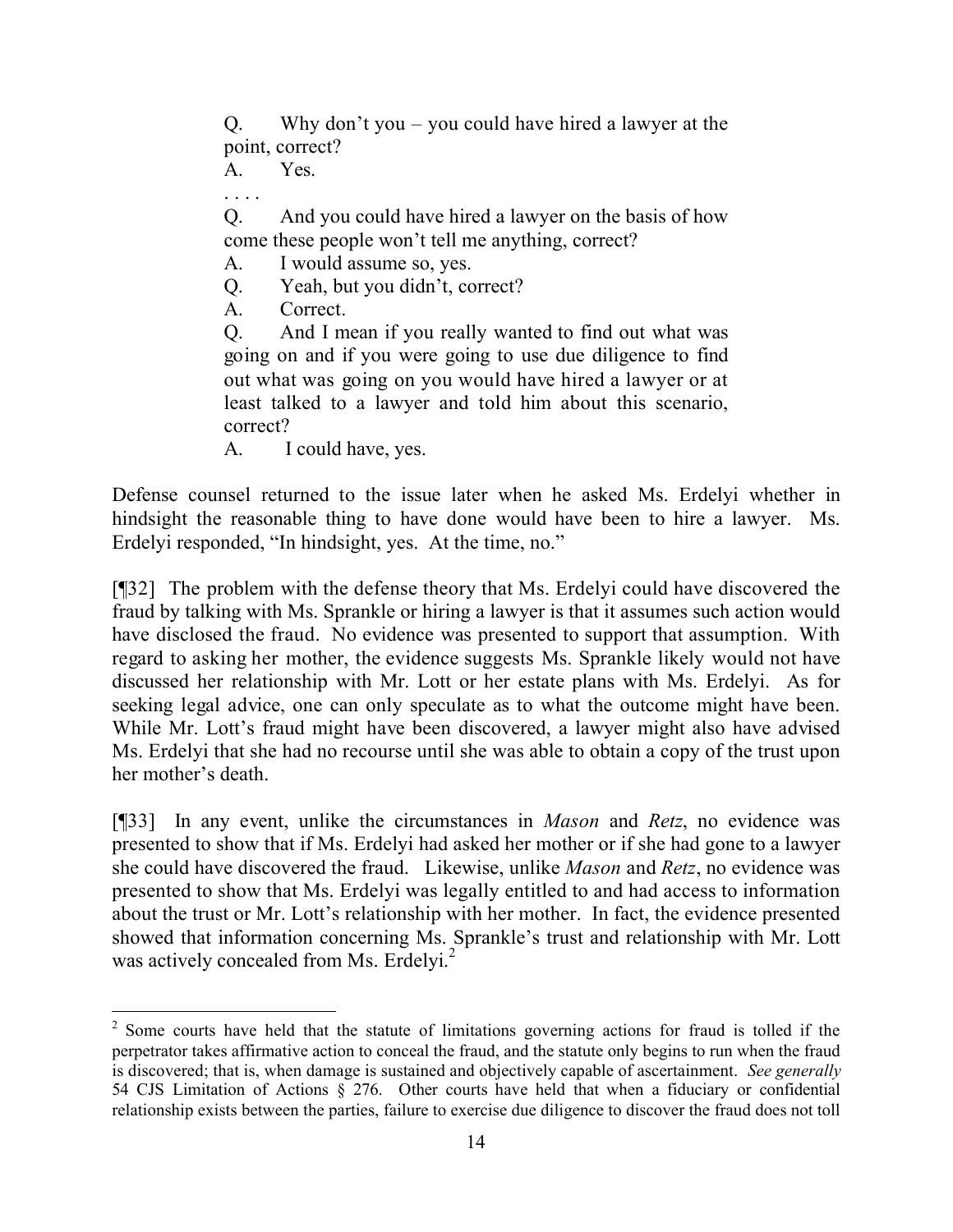> Q. Why don't you – you could have hired a lawyer at the point, correct?
>
> A. Yes.
>
> . . . .
>
> Q. And you could have hired a lawyer on the basis of how come these people won't tell me anything, correct?
>
> A. I would assume so, yes.
>
> Q. Yeah, but you didn't, correct?
>
> A. Correct.
>
> Q. And I mean if you really wanted to find out what was going on and if you were going to use due diligence to find out what was going on you would have hired a lawyer or at least talked to a lawyer and told him about this scenario, correct?
>
> A. I could have, yes.

Defense counsel returned to the issue later when he asked Ms. Erdelyi whether in hindsight the reasonable thing to have done would have been to hire a lawyer. Ms. Erdelyi responded, "In hindsight, yes. At the time, no."

[¶32] The problem with the defense theory that Ms. Erdelyi could have discovered the fraud by talking with Ms. Sprankle or hiring a lawyer is that it assumes such action would have disclosed the fraud. No evidence was presented to support that assumption. With regard to asking her mother, the evidence suggests Ms. Sprankle likely would not have discussed her relationship with Mr. Lott or her estate plans with Ms. Erdelyi. As for seeking legal advice, one can only speculate as to what the outcome might have been. While Mr. Lott's fraud might have been discovered, a lawyer might also have advised Ms. Erdelyi that she had no recourse until she was able to obtain a copy of the trust upon her mother's death.

[¶33] In any event, unlike the circumstances in *Mason* and *Retz*, no evidence was presented to show that if Ms. Erdelyi had asked her mother or if she had gone to a lawyer she could have discovered the fraud. Likewise, unlike *Mason* and *Retz*, no evidence was presented to show that Ms. Erdelyi was legally entitled to and had access to information about the trust or Mr. Lott's relationship with her mother. In fact, the evidence presented showed that information concerning Ms. Sprankle's trust and relationship with Mr. Lott was actively concealed from Ms. Erdelyi.[2]

---

[2] Some courts have held that the statute of limitations governing actions for fraud is tolled if the perpetrator takes affirmative action to conceal the fraud, and the statute only begins to run when the fraud is discovered; that is, when damage is sustained and objectively capable of ascertainment. *See generally* 54 CJS Limitation of Actions § 276. Other courts have held that when a fiduciary or confidential relationship exists between the parties, failure to exercise due diligence to discover the fraud does not toll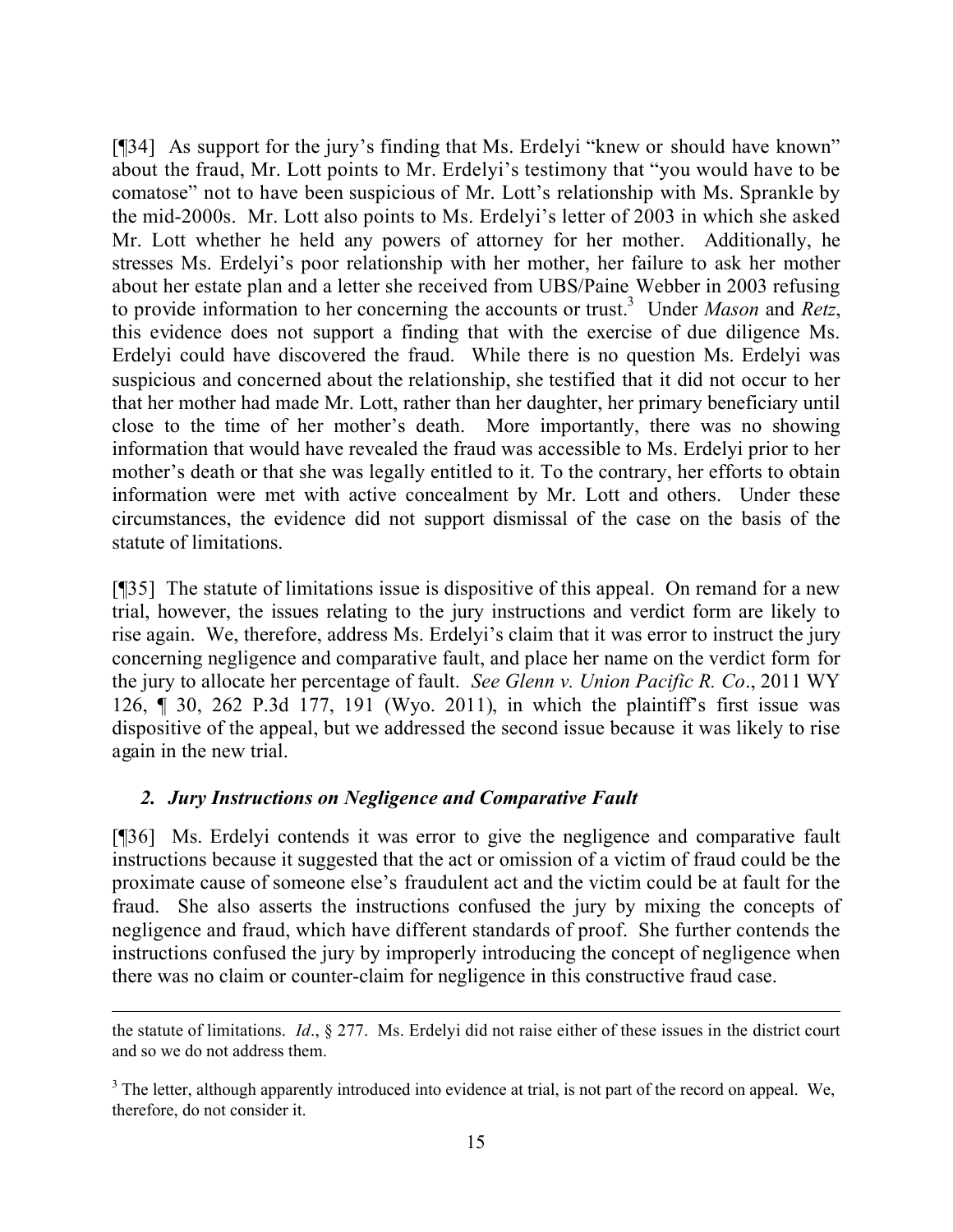[¶34] As support for the jury's finding that Ms. Erdelyi "knew or should have known" about the fraud, Mr. Lott points to Mr. Erdelyi's testimony that "you would have to be comatose" not to have been suspicious of Mr. Lott's relationship with Ms. Sprankle by the mid-2000s. Mr. Lott also points to Ms. Erdelyi's letter of 2003 in which she asked Mr. Lott whether he held any powers of attorney for her mother. Additionally, he stresses Ms. Erdelyi's poor relationship with her mother, her failure to ask her mother about her estate plan and a letter she received from UBS/Paine Webber in 2003 refusing to provide information to her concerning the accounts or trust.[3] Under *Mason* and *Retz*, this evidence does not support a finding that with the exercise of due diligence Ms. Erdelyi could have discovered the fraud. While there is no question Ms. Erdelyi was suspicious and concerned about the relationship, she testified that it did not occur to her that her mother had made Mr. Lott, rather than her daughter, her primary beneficiary until close to the time of her mother's death. More importantly, there was no showing information that would have revealed the fraud was accessible to Ms. Erdelyi prior to her mother's death or that she was legally entitled to it. To the contrary, her efforts to obtain information were met with active concealment by Mr. Lott and others. Under these circumstances, the evidence did not support dismissal of the case on the basis of the statute of limitations.

[¶35] The statute of limitations issue is dispositive of this appeal. On remand for a new trial, however, the issues relating to the jury instructions and verdict form are likely to rise again. We, therefore, address Ms. Erdelyi's claim that it was error to instruct the jury concerning negligence and comparative fault, and place her name on the verdict form for the jury to allocate her percentage of fault. *See Glenn v. Union Pacific R. Co*., 2011 WY 126, ¶ 30, 262 P.3d 177, 191 (Wyo. 2011), in which the plaintiff's first issue was dispositive of the appeal, but we addressed the second issue because it was likely to rise again in the new trial.

### *2. Jury Instructions on Negligence and Comparative Fault*

[¶36] Ms. Erdelyi contends it was error to give the negligence and comparative fault instructions because it suggested that the act or omission of a victim of fraud could be the proximate cause of someone else's fraudulent act and the victim could be at fault for the fraud. She also asserts the instructions confused the jury by mixing the concepts of negligence and fraud, which have different standards of proof. She further contends the instructions confused the jury by improperly introducing the concept of negligence when there was no claim or counter-claim for negligence in this constructive fraud case.

---

the statute of limitations. *Id*., § 277. Ms. Erdelyi did not raise either of these issues in the district court and so we do not address them.

[3] The letter, although apparently introduced into evidence at trial, is not part of the record on appeal. We, therefore, do not consider it.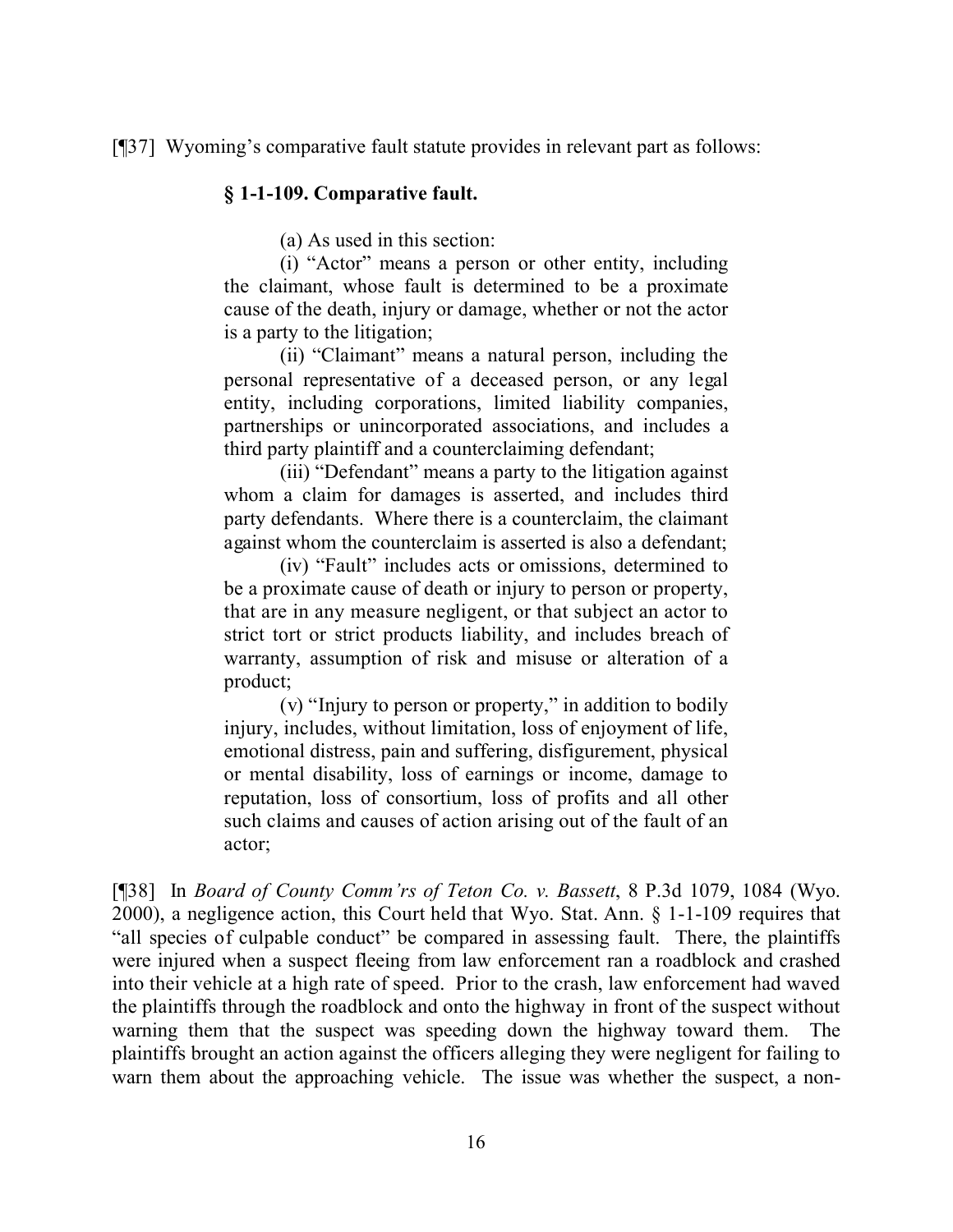[¶37] Wyoming's comparative fault statute provides in relevant part as follows:

> **§ 1-1-109. Comparative fault.**
>
> (a) As used in this section:
>
> (i) "Actor" means a person or other entity, including the claimant, whose fault is determined to be a proximate cause of the death, injury or damage, whether or not the actor is a party to the litigation;
>
> (ii) "Claimant" means a natural person, including the personal representative of a deceased person, or any legal entity, including corporations, limited liability companies, partnerships or unincorporated associations, and includes a third party plaintiff and a counterclaiming defendant;
>
> (iii) "Defendant" means a party to the litigation against whom a claim for damages is asserted, and includes third party defendants. Where there is a counterclaim, the claimant against whom the counterclaim is asserted is also a defendant;
>
> (iv) "Fault" includes acts or omissions, determined to be a proximate cause of death or injury to person or property, that are in any measure negligent, or that subject an actor to strict tort or strict products liability, and includes breach of warranty, assumption of risk and misuse or alteration of a product;
>
> (v) "Injury to person or property," in addition to bodily injury, includes, without limitation, loss of enjoyment of life, emotional distress, pain and suffering, disfigurement, physical or mental disability, loss of earnings or income, damage to reputation, loss of consortium, loss of profits and all other such claims and causes of action arising out of the fault of an actor;

[¶38] In *Board of County Comm'rs of Teton Co. v. Bassett*, 8 P.3d 1079, 1084 (Wyo. 2000), a negligence action, this Court held that Wyo. Stat. Ann. § 1-1-109 requires that "all species of culpable conduct" be compared in assessing fault. There, the plaintiffs were injured when a suspect fleeing from law enforcement ran a roadblock and crashed into their vehicle at a high rate of speed. Prior to the crash, law enforcement had waved the plaintiffs through the roadblock and onto the highway in front of the suspect without warning them that the suspect was speeding down the highway toward them. The plaintiffs brought an action against the officers alleging they were negligent for failing to warn them about the approaching vehicle. The issue was whether the suspect, a non-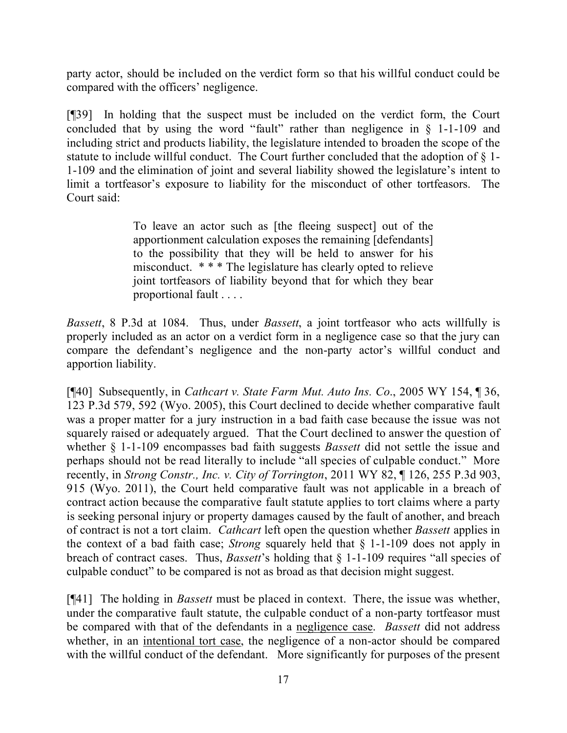party actor, should be included on the verdict form so that his willful conduct could be compared with the officers' negligence.

[¶39] In holding that the suspect must be included on the verdict form, the Court concluded that by using the word "fault" rather than negligence in § 1-1-109 and including strict and products liability, the legislature intended to broaden the scope of the statute to include willful conduct. The Court further concluded that the adoption of § 1-1-109 and the elimination of joint and several liability showed the legislature's intent to limit a tortfeasor's exposure to liability for the misconduct of other tortfeasors. The Court said:

> To leave an actor such as [the fleeing suspect] out of the apportionment calculation exposes the remaining [defendants] to the possibility that they will be held to answer for his misconduct. * * * The legislature has clearly opted to relieve joint tortfeasors of liability beyond that for which they bear proportional fault . . . .

*Bassett*, 8 P.3d at 1084. Thus, under *Bassett*, a joint tortfeasor who acts willfully is properly included as an actor on a verdict form in a negligence case so that the jury can compare the defendant's negligence and the non-party actor's willful conduct and apportion liability.

[¶40] Subsequently, in *Cathcart v. State Farm Mut. Auto Ins. Co*., 2005 WY 154, ¶ 36, 123 P.3d 579, 592 (Wyo. 2005), this Court declined to decide whether comparative fault was a proper matter for a jury instruction in a bad faith case because the issue was not squarely raised or adequately argued. That the Court declined to answer the question of whether § 1-1-109 encompasses bad faith suggests *Bassett* did not settle the issue and perhaps should not be read literally to include "all species of culpable conduct." More recently, in *Strong Constr., Inc. v. City of Torrington*, 2011 WY 82, ¶ 126, 255 P.3d 903, 915 (Wyo. 2011), the Court held comparative fault was not applicable in a breach of contract action because the comparative fault statute applies to tort claims where a party is seeking personal injury or property damages caused by the fault of another, and breach of contract is not a tort claim. *Cathcart* left open the question whether *Bassett* applies in the context of a bad faith case; *Strong* squarely held that § 1-1-109 does not apply in breach of contract cases. Thus, *Bassett*'s holding that § 1-1-109 requires "all species of culpable conduct" to be compared is not as broad as that decision might suggest.

[¶41] The holding in *Bassett* must be placed in context. There, the issue was whether, under the comparative fault statute, the culpable conduct of a non-party tortfeasor must be compared with that of the defendants in a <u>negligence case</u>. *Bassett* did not address whether, in an <u>intentional tort case</u>, the negligence of a non-actor should be compared with the willful conduct of the defendant. More significantly for purposes of the present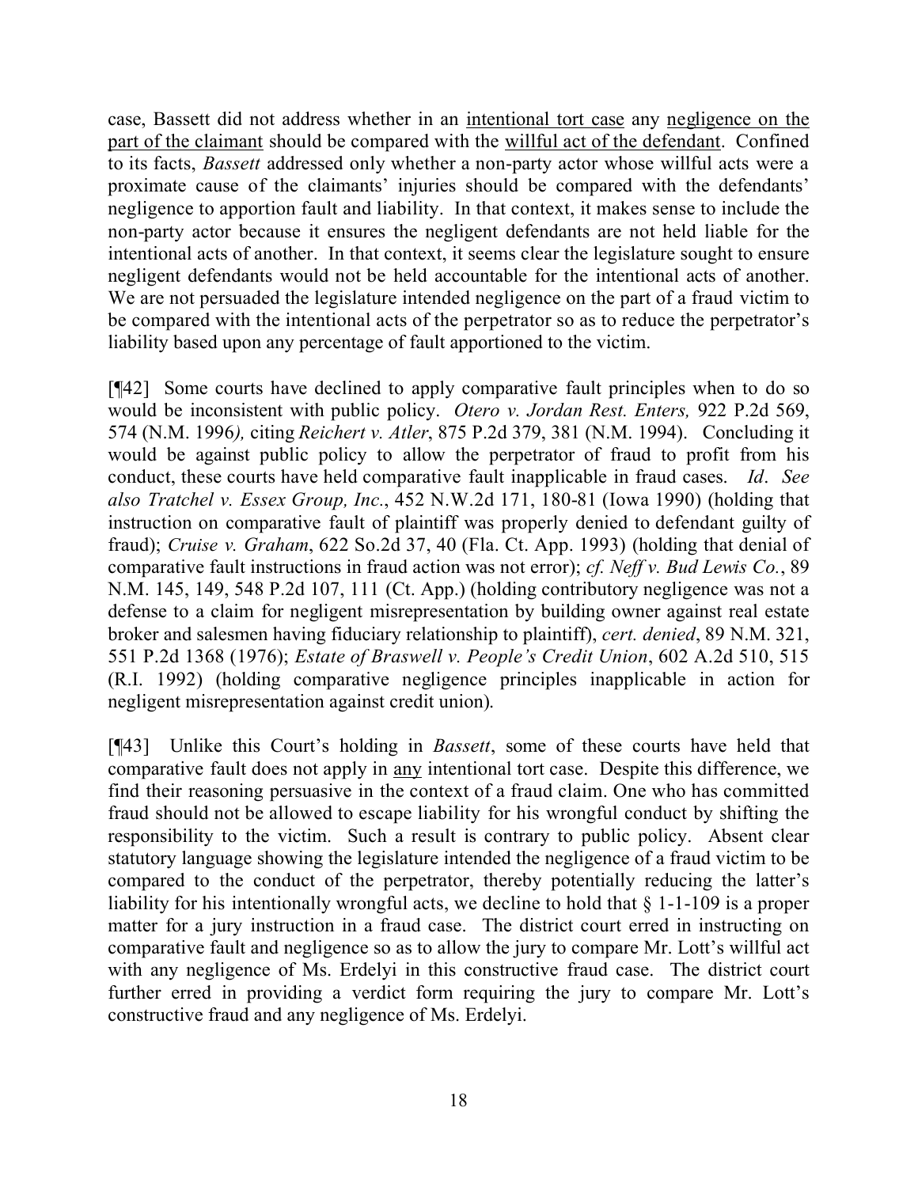case, Bassett did not address whether in an <u>intentional tort case</u> any <u>negligence on the part of the claimant</u> should be compared with the <u>willful act of the defendant</u>. Confined to its facts, *Bassett* addressed only whether a non-party actor whose willful acts were a proximate cause of the claimants' injuries should be compared with the defendants' negligence to apportion fault and liability. In that context, it makes sense to include the non-party actor because it ensures the negligent defendants are not held liable for the intentional acts of another. In that context, it seems clear the legislature sought to ensure negligent defendants would not be held accountable for the intentional acts of another. We are not persuaded the legislature intended negligence on the part of a fraud victim to be compared with the intentional acts of the perpetrator so as to reduce the perpetrator's liability based upon any percentage of fault apportioned to the victim.

[¶42] Some courts have declined to apply comparative fault principles when to do so would be inconsistent with public policy. *Otero v. Jordan Rest. Enters,* 922 P.2d 569, 574 (N.M. 1996*),* citing *Reichert v. Atler*, 875 P.2d 379, 381 (N.M. 1994). Concluding it would be against public policy to allow the perpetrator of fraud to profit from his conduct, these courts have held comparative fault inapplicable in fraud cases. *Id*. *See also Tratchel v. Essex Group, Inc.*, 452 N.W.2d 171, 180-81 (Iowa 1990) (holding that instruction on comparative fault of plaintiff was properly denied to defendant guilty of fraud); *Cruise v. Graham*, 622 So.2d 37, 40 (Fla. Ct. App. 1993) (holding that denial of comparative fault instructions in fraud action was not error); *cf. Neff v. Bud Lewis Co.*, 89 N.M. 145, 149, 548 P.2d 107, 111 (Ct. App.) (holding contributory negligence was not a defense to a claim for negligent misrepresentation by building owner against real estate broker and salesmen having fiduciary relationship to plaintiff), *cert. denied*, 89 N.M. 321, 551 P.2d 1368 (1976); *Estate of Braswell v. People's Credit Union*, 602 A.2d 510, 515 (R.I. 1992) (holding comparative negligence principles inapplicable in action for negligent misrepresentation against credit union).

[¶43] Unlike this Court's holding in *Bassett*, some of these courts have held that comparative fault does not apply in <u>any</u> intentional tort case. Despite this difference, we find their reasoning persuasive in the context of a fraud claim. One who has committed fraud should not be allowed to escape liability for his wrongful conduct by shifting the responsibility to the victim. Such a result is contrary to public policy. Absent clear statutory language showing the legislature intended the negligence of a fraud victim to be compared to the conduct of the perpetrator, thereby potentially reducing the latter's liability for his intentionally wrongful acts, we decline to hold that § 1-1-109 is a proper matter for a jury instruction in a fraud case. The district court erred in instructing on comparative fault and negligence so as to allow the jury to compare Mr. Lott's willful act with any negligence of Ms. Erdelyi in this constructive fraud case. The district court further erred in providing a verdict form requiring the jury to compare Mr. Lott's constructive fraud and any negligence of Ms. Erdelyi.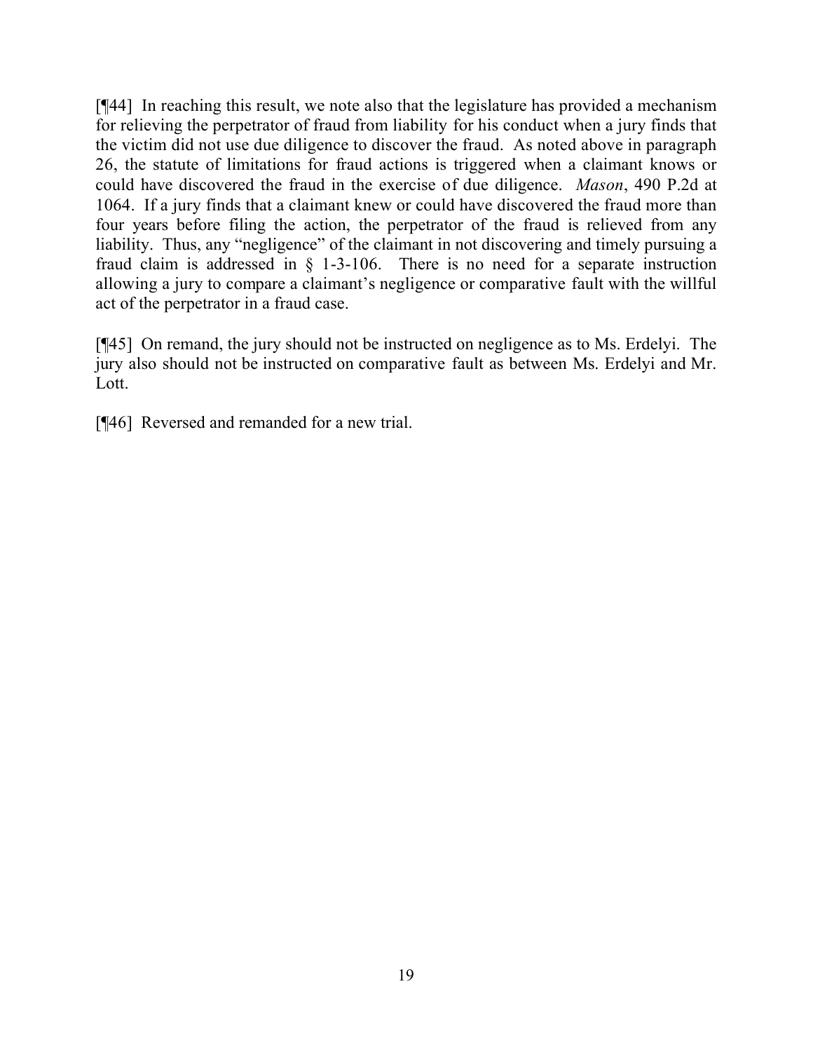[¶44] In reaching this result, we note also that the legislature has provided a mechanism for relieving the perpetrator of fraud from liability for his conduct when a jury finds that the victim did not use due diligence to discover the fraud. As noted above in paragraph 26, the statute of limitations for fraud actions is triggered when a claimant knows or could have discovered the fraud in the exercise of due diligence. *Mason*, 490 P.2d at 1064. If a jury finds that a claimant knew or could have discovered the fraud more than four years before filing the action, the perpetrator of the fraud is relieved from any liability. Thus, any "negligence" of the claimant in not discovering and timely pursuing a fraud claim is addressed in § 1-3-106. There is no need for a separate instruction allowing a jury to compare a claimant's negligence or comparative fault with the willful act of the perpetrator in a fraud case.

[¶45] On remand, the jury should not be instructed on negligence as to Ms. Erdelyi. The jury also should not be instructed on comparative fault as between Ms. Erdelyi and Mr. Lott.

[¶46] Reversed and remanded for a new trial.